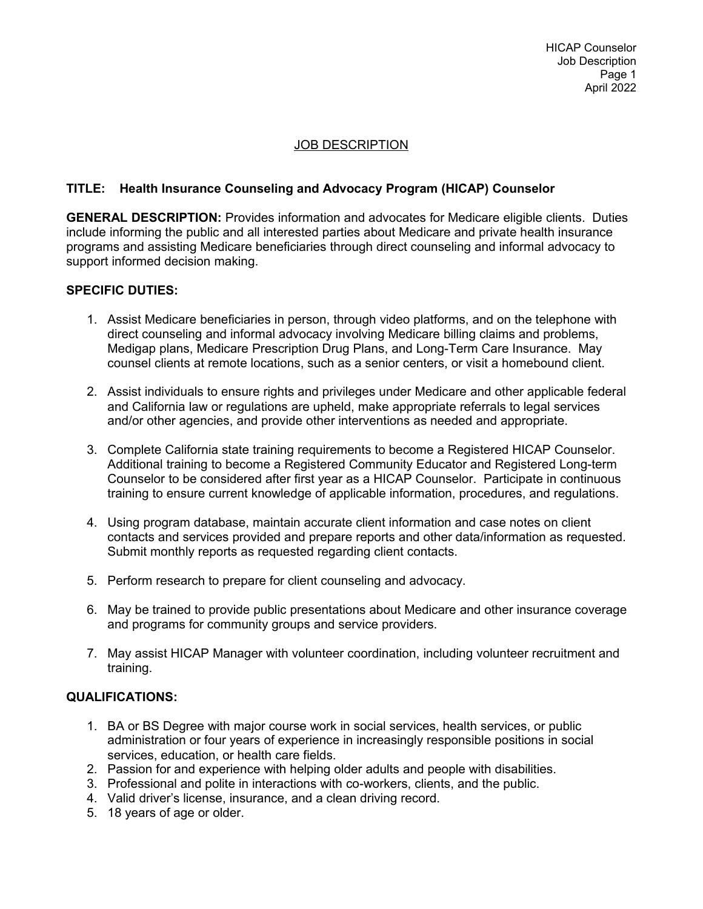# JOB DESCRIPTION

**TITLE: Health Insurance Counseling and Advocacy Program (HICAP) Counselor**

**GENERAL DESCRIPTION:** Provides information and advocates for Medicare eligible clients. Duties include informing the public and all interested parties about Medicare and private health insurance programs and assisting Medicare beneficiaries through direct counseling and informal advocacy to support informed decision making.

**SPECIFIC DUTIES:**

1. Assist Medicare beneficiaries in person, through video platforms, and on the telephone with direct counseling and informal advocacy involving Medicare billing claims and problems, Medigap plans, Medicare Prescription Drug Plans, and Long-Term Care Insurance. May counsel clients at remote locations, such as a senior centers, or visit a homebound client.

2. Assist individuals to ensure rights and privileges under Medicare and other applicable federal and California law or regulations are upheld, make appropriate referrals to legal services and/or other agencies, and provide other interventions as needed and appropriate.

3. Complete California state training requirements to become a Registered HICAP Counselor. Additional training to become a Registered Community Educator and Registered Long-term Counselor to be considered after first year as a HICAP Counselor. Participate in continuous training to ensure current knowledge of applicable information, procedures, and regulations.

4. Using program database, maintain accurate client information and case notes on client contacts and services provided and prepare reports and other data/information as requested. Submit monthly reports as requested regarding client contacts.

5. Perform research to prepare for client counseling and advocacy.

6. May be trained to provide public presentations about Medicare and other insurance coverage and programs for community groups and service providers.

7. May assist HICAP Manager with volunteer coordination, including volunteer recruitment and training.

**QUALIFICATIONS:**

1. BA or BS Degree with major course work in social services, health services, or public administration or four years of experience in increasingly responsible positions in social services, education, or health care fields.
2. Passion for and experience with helping older adults and people with disabilities.
3. Professional and polite in interactions with co-workers, clients, and the public.
4. Valid driver's license, insurance, and a clean driving record.
5. 18 years of age or older.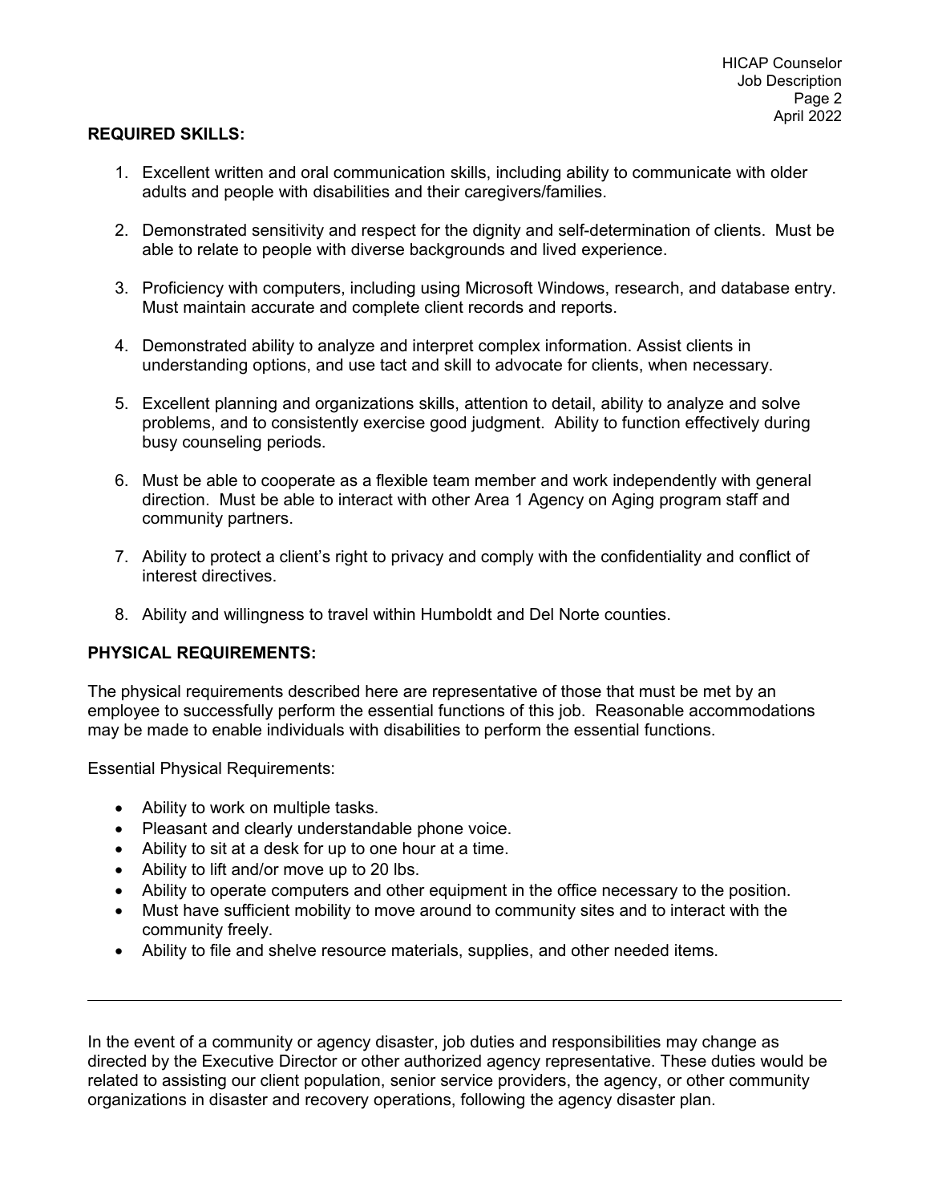**REQUIRED SKILLS:**

1. Excellent written and oral communication skills, including ability to communicate with older adults and people with disabilities and their caregivers/families.

2. Demonstrated sensitivity and respect for the dignity and self-determination of clients. Must be able to relate to people with diverse backgrounds and lived experience.

3. Proficiency with computers, including using Microsoft Windows, research, and database entry. Must maintain accurate and complete client records and reports.

4. Demonstrated ability to analyze and interpret complex information. Assist clients in understanding options, and use tact and skill to advocate for clients, when necessary.

5. Excellent planning and organizations skills, attention to detail, ability to analyze and solve problems, and to consistently exercise good judgment. Ability to function effectively during busy counseling periods.

6. Must be able to cooperate as a flexible team member and work independently with general direction. Must be able to interact with other Area 1 Agency on Aging program staff and community partners.

7. Ability to protect a client's right to privacy and comply with the confidentiality and conflict of interest directives.

8. Ability and willingness to travel within Humboldt and Del Norte counties.

**PHYSICAL REQUIREMENTS:**

The physical requirements described here are representative of those that must be met by an employee to successfully perform the essential functions of this job. Reasonable accommodations may be made to enable individuals with disabilities to perform the essential functions.

Essential Physical Requirements:

- Ability to work on multiple tasks.
- Pleasant and clearly understandable phone voice.
- Ability to sit at a desk for up to one hour at a time.
- Ability to lift and/or move up to 20 lbs.
- Ability to operate computers and other equipment in the office necessary to the position.
- Must have sufficient mobility to move around to community sites and to interact with the community freely.
- Ability to file and shelve resource materials, supplies, and other needed items.

---

In the event of a community or agency disaster, job duties and responsibilities may change as directed by the Executive Director or other authorized agency representative. These duties would be related to assisting our client population, senior service providers, the agency, or other community organizations in disaster and recovery operations, following the agency disaster plan.